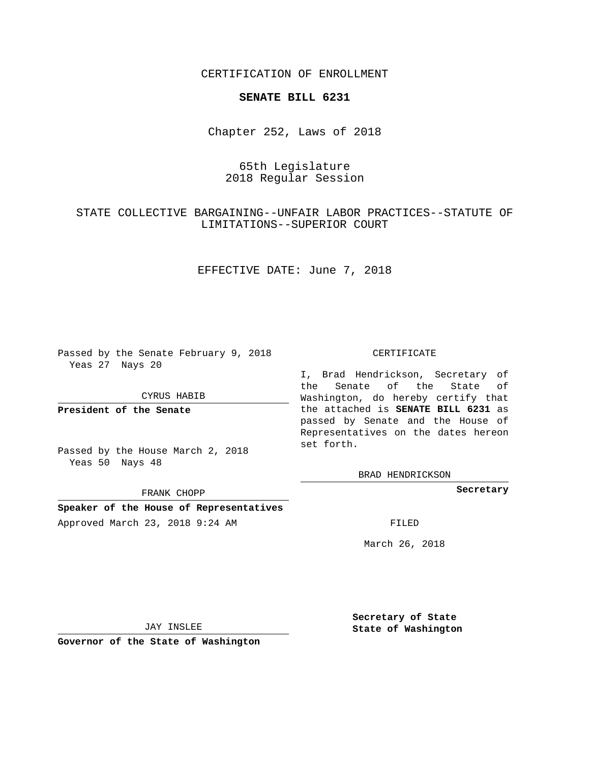CERTIFICATION OF ENROLLMENT

**SENATE BILL 6231**

Chapter 252, Laws of 2018

65th Legislature
2018 Regular Session

STATE COLLECTIVE BARGAINING--UNFAIR LABOR PRACTICES--STATUTE OF LIMITATIONS--SUPERIOR COURT

EFFECTIVE DATE: June 7, 2018

Passed by the Senate February 9, 2018
Yeas 27 Nays 20

CYRUS HABIB

**President of the Senate**

Passed by the House March 2, 2018
Yeas 50 Nays 48

FRANK CHOPP

**Speaker of the House of Representatives**

Approved March 23, 2018 9:24 AM

JAY INSLEE

**Governor of the State of Washington**

CERTIFICATE

I, Brad Hendrickson, Secretary of the Senate of the State of Washington, do hereby certify that the attached is **SENATE BILL 6231** as passed by Senate and the House of Representatives on the dates hereon set forth.

BRAD HENDRICKSON

**Secretary**

FILED

March 26, 2018

**Secretary of State**
**State of Washington**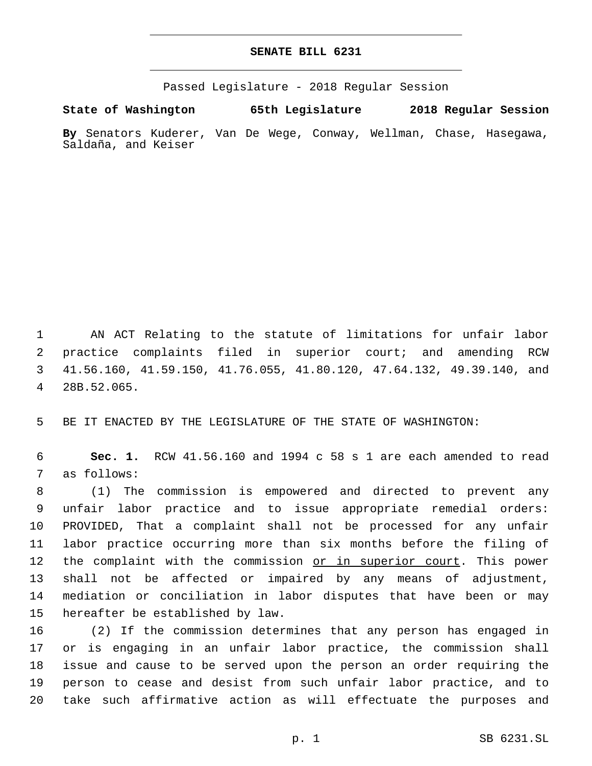# SENATE BILL 6231

Passed Legislature - 2018 Regular Session

**State of Washington 65th Legislature 2018 Regular Session**

**By** Senators Kuderer, Van De Wege, Conway, Wellman, Chase, Hasegawa, Saldaña, and Keiser

AN ACT Relating to the statute of limitations for unfair labor practice complaints filed in superior court; and amending RCW 41.56.160, 41.59.150, 41.76.055, 41.80.120, 47.64.132, 49.39.140, and 28B.52.065.

BE IT ENACTED BY THE LEGISLATURE OF THE STATE OF WASHINGTON:

**Sec. 1.** RCW 41.56.160 and 1994 c 58 s 1 are each amended to read as follows:

(1) The commission is empowered and directed to prevent any unfair labor practice and to issue appropriate remedial orders: PROVIDED, That a complaint shall not be processed for any unfair labor practice occurring more than six months before the filing of the complaint with the commission <u>or in superior court</u>. This power shall not be affected or impaired by any means of adjustment, mediation or conciliation in labor disputes that have been or may hereafter be established by law.

(2) If the commission determines that any person has engaged in or is engaging in an unfair labor practice, the commission shall issue and cause to be served upon the person an order requiring the person to cease and desist from such unfair labor practice, and to take such affirmative action as will effectuate the purposes and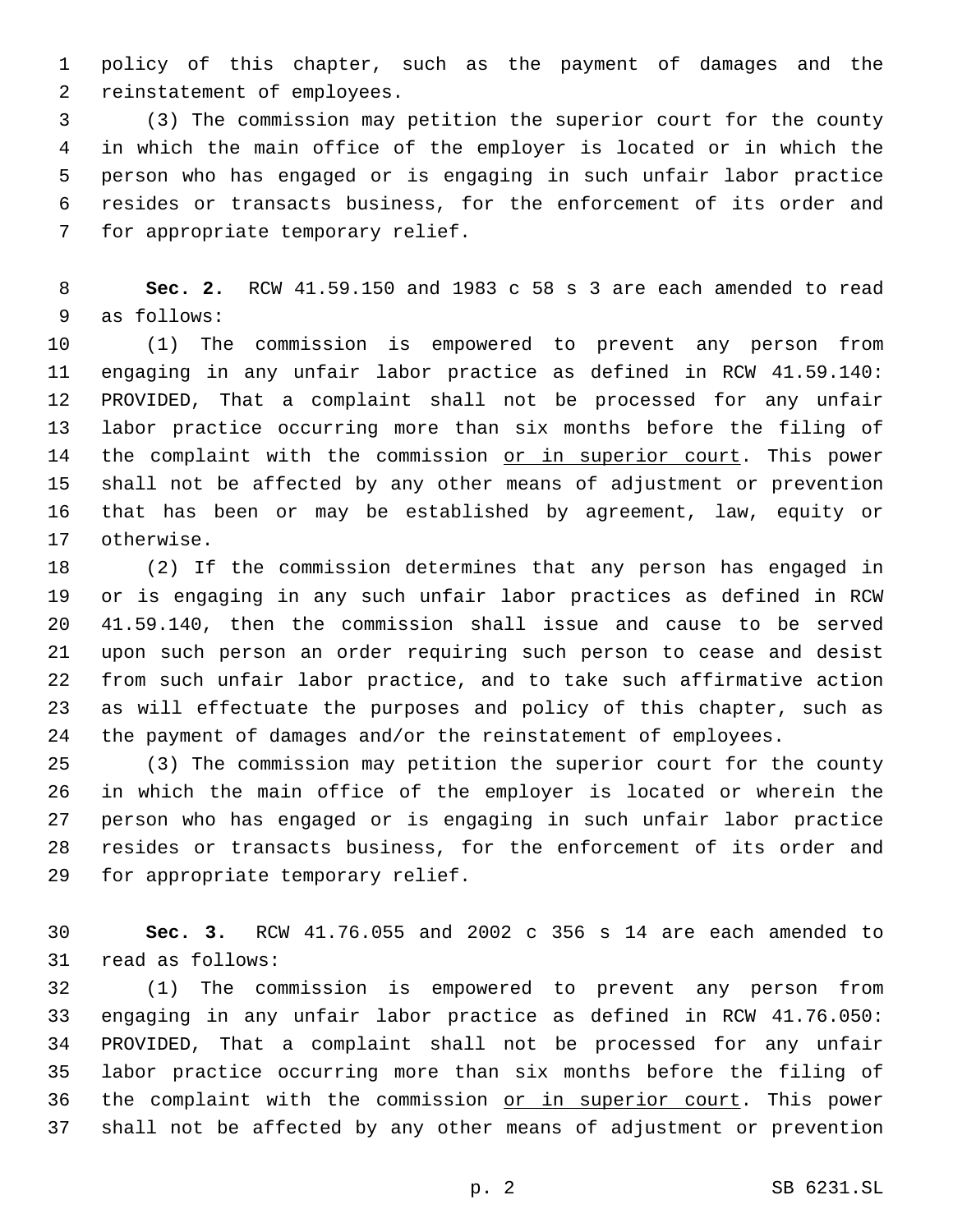policy of this chapter, such as the payment of damages and the reinstatement of employees.

(3) The commission may petition the superior court for the county in which the main office of the employer is located or in which the person who has engaged or is engaging in such unfair labor practice resides or transacts business, for the enforcement of its order and for appropriate temporary relief.

**Sec. 2.** RCW 41.59.150 and 1983 c 58 s 3 are each amended to read as follows:

(1) The commission is empowered to prevent any person from engaging in any unfair labor practice as defined in RCW 41.59.140: PROVIDED, That a complaint shall not be processed for any unfair labor practice occurring more than six months before the filing of the complaint with the commission <u>or in superior court</u>. This power shall not be affected by any other means of adjustment or prevention that has been or may be established by agreement, law, equity or otherwise.

(2) If the commission determines that any person has engaged in or is engaging in any such unfair labor practices as defined in RCW 41.59.140, then the commission shall issue and cause to be served upon such person an order requiring such person to cease and desist from such unfair labor practice, and to take such affirmative action as will effectuate the purposes and policy of this chapter, such as the payment of damages and/or the reinstatement of employees.

(3) The commission may petition the superior court for the county in which the main office of the employer is located or wherein the person who has engaged or is engaging in such unfair labor practice resides or transacts business, for the enforcement of its order and for appropriate temporary relief.

**Sec. 3.** RCW 41.76.055 and 2002 c 356 s 14 are each amended to read as follows:

(1) The commission is empowered to prevent any person from engaging in any unfair labor practice as defined in RCW 41.76.050: PROVIDED, That a complaint shall not be processed for any unfair labor practice occurring more than six months before the filing of the complaint with the commission <u>or in superior court</u>. This power shall not be affected by any other means of adjustment or prevention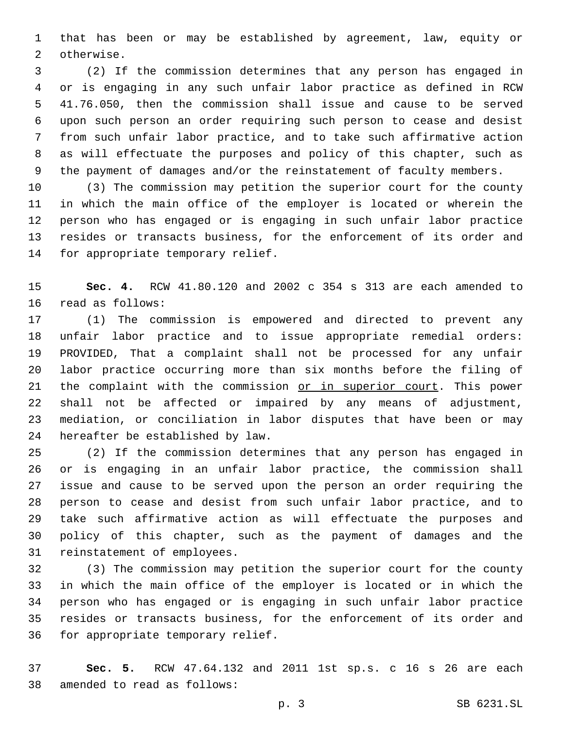that has been or may be established by agreement, law, equity or otherwise.

(2) If the commission determines that any person has engaged in or is engaging in any such unfair labor practice as defined in RCW 41.76.050, then the commission shall issue and cause to be served upon such person an order requiring such person to cease and desist from such unfair labor practice, and to take such affirmative action as will effectuate the purposes and policy of this chapter, such as the payment of damages and/or the reinstatement of faculty members.

(3) The commission may petition the superior court for the county in which the main office of the employer is located or wherein the person who has engaged or is engaging in such unfair labor practice resides or transacts business, for the enforcement of its order and for appropriate temporary relief.

**Sec. 4.** RCW 41.80.120 and 2002 c 354 s 313 are each amended to read as follows:

(1) The commission is empowered and directed to prevent any unfair labor practice and to issue appropriate remedial orders: PROVIDED, That a complaint shall not be processed for any unfair labor practice occurring more than six months before the filing of the complaint with the commission <u>or in superior court</u>. This power shall not be affected or impaired by any means of adjustment, mediation, or conciliation in labor disputes that have been or may hereafter be established by law.

(2) If the commission determines that any person has engaged in or is engaging in an unfair labor practice, the commission shall issue and cause to be served upon the person an order requiring the person to cease and desist from such unfair labor practice, and to take such affirmative action as will effectuate the purposes and policy of this chapter, such as the payment of damages and the reinstatement of employees.

(3) The commission may petition the superior court for the county in which the main office of the employer is located or in which the person who has engaged or is engaging in such unfair labor practice resides or transacts business, for the enforcement of its order and for appropriate temporary relief.

**Sec. 5.** RCW 47.64.132 and 2011 1st sp.s. c 16 s 26 are each amended to read as follows: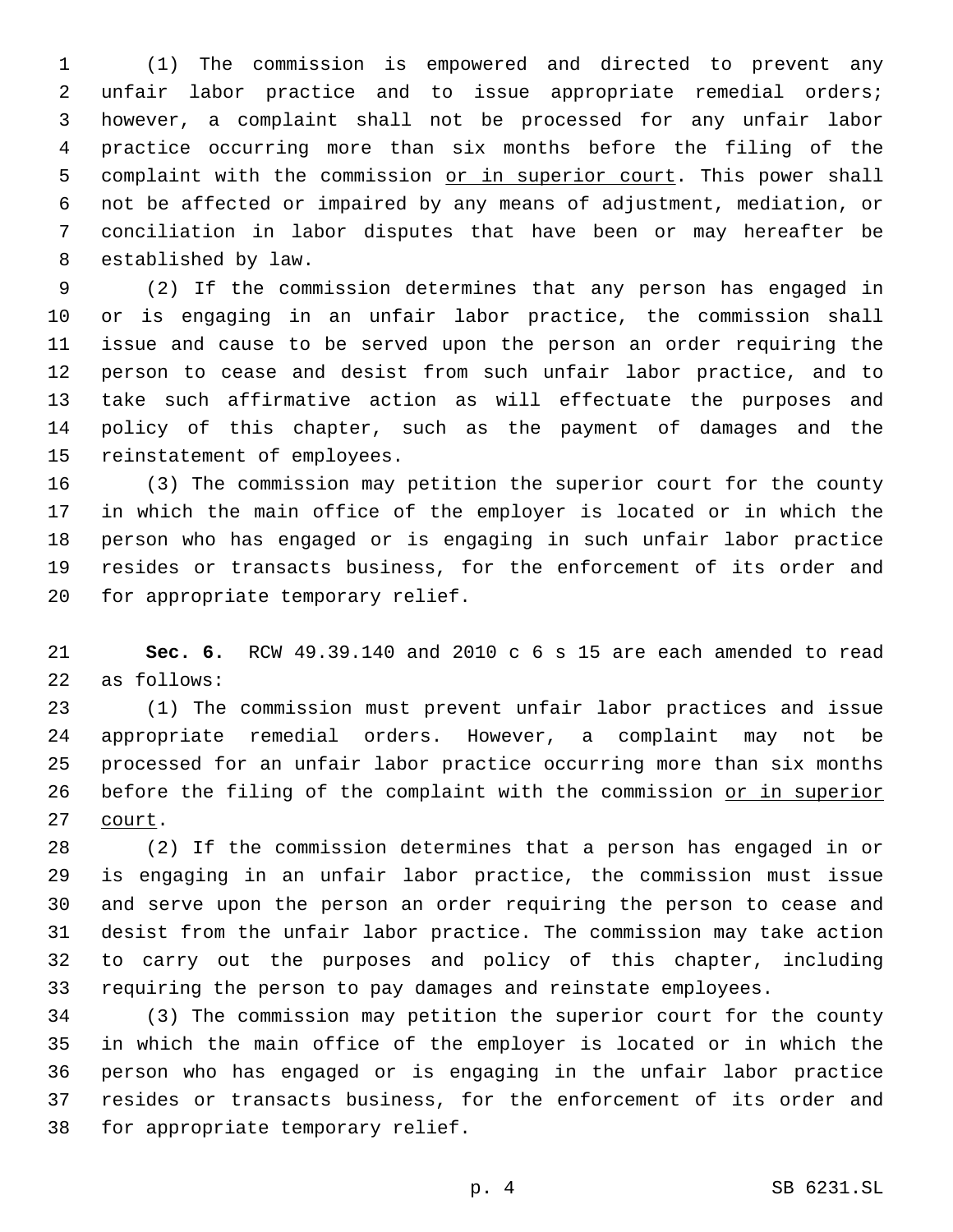(1) The commission is empowered and directed to prevent any unfair labor practice and to issue appropriate remedial orders; however, a complaint shall not be processed for any unfair labor practice occurring more than six months before the filing of the complaint with the commission <u>or in superior court</u>. This power shall not be affected or impaired by any means of adjustment, mediation, or conciliation in labor disputes that have been or may hereafter be established by law.

(2) If the commission determines that any person has engaged in or is engaging in an unfair labor practice, the commission shall issue and cause to be served upon the person an order requiring the person to cease and desist from such unfair labor practice, and to take such affirmative action as will effectuate the purposes and policy of this chapter, such as the payment of damages and the reinstatement of employees.

(3) The commission may petition the superior court for the county in which the main office of the employer is located or in which the person who has engaged or is engaging in such unfair labor practice resides or transacts business, for the enforcement of its order and for appropriate temporary relief.

**Sec. 6.** RCW 49.39.140 and 2010 c 6 s 15 are each amended to read as follows:

(1) The commission must prevent unfair labor practices and issue appropriate remedial orders. However, a complaint may not be processed for an unfair labor practice occurring more than six months before the filing of the complaint with the commission <u>or in superior court</u>.

(2) If the commission determines that a person has engaged in or is engaging in an unfair labor practice, the commission must issue and serve upon the person an order requiring the person to cease and desist from the unfair labor practice. The commission may take action to carry out the purposes and policy of this chapter, including requiring the person to pay damages and reinstate employees.

(3) The commission may petition the superior court for the county in which the main office of the employer is located or in which the person who has engaged or is engaging in the unfair labor practice resides or transacts business, for the enforcement of its order and for appropriate temporary relief.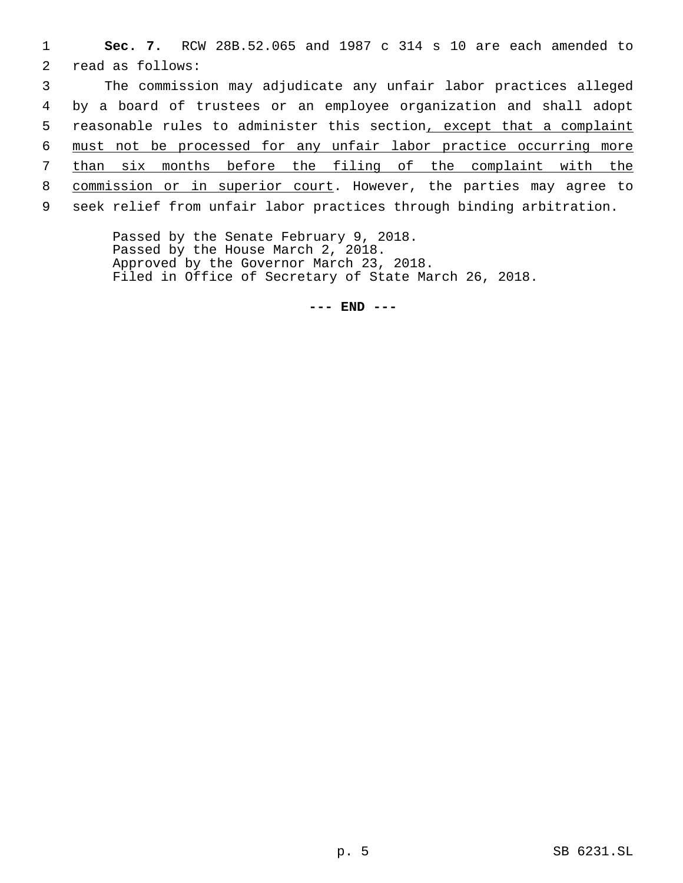**Sec. 7.** RCW 28B.52.065 and 1987 c 314 s 10 are each amended to read as follows:

The commission may adjudicate any unfair labor practices alleged by a board of trustees or an employee organization and shall adopt reasonable rules to administer this section, except that a complaint must not be processed for any unfair labor practice occurring more than six months before the filing of the complaint with the commission or in superior court. However, the parties may agree to seek relief from unfair labor practices through binding arbitration.

Passed by the Senate February 9, 2018.
Passed by the House March 2, 2018.
Approved by the Governor March 23, 2018.
Filed in Office of Secretary of State March 26, 2018.

**--- END ---**